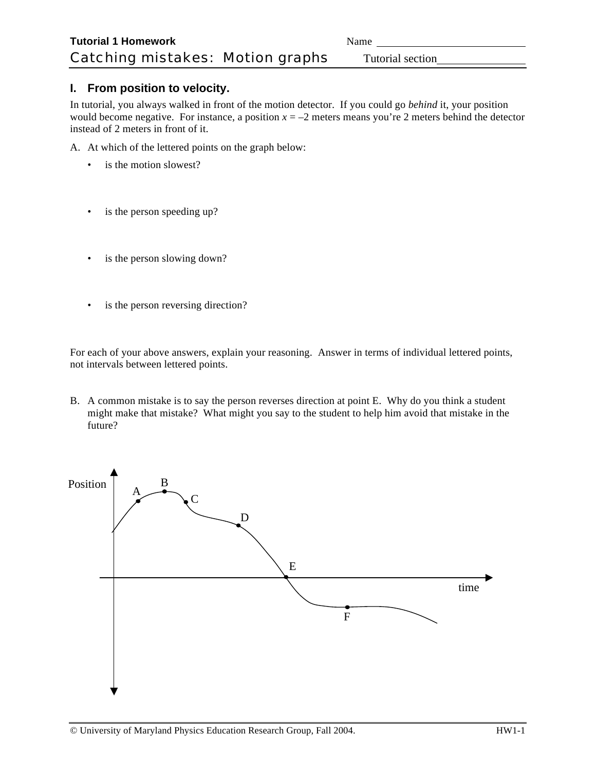**Tutorial 1 Homework**

# Catching mistakes: Motion graphs

Name ____________________

Tutorial section ____________________

## I. From position to velocity.

In tutorial, you always walked in front of the motion detector. If you could go *behind* it, your position would become negative. For instance, a position $x = -2$ meters means you're 2 meters behind the detector instead of 2 meters in front of it.

A. At which of the lettered points on the graph below:

- is the motion slowest?

- is the person speeding up?

- is the person slowing down?

- is the person reversing direction?

For each of your above answers, explain your reasoning. Answer in terms of individual lettered points, not intervals between lettered points.

B. A common mistake is to say the person reverses direction at point E. Why do you think a student might make that mistake? What might you say to the student to help him avoid that mistake in the future?

Position

A B C D E F

time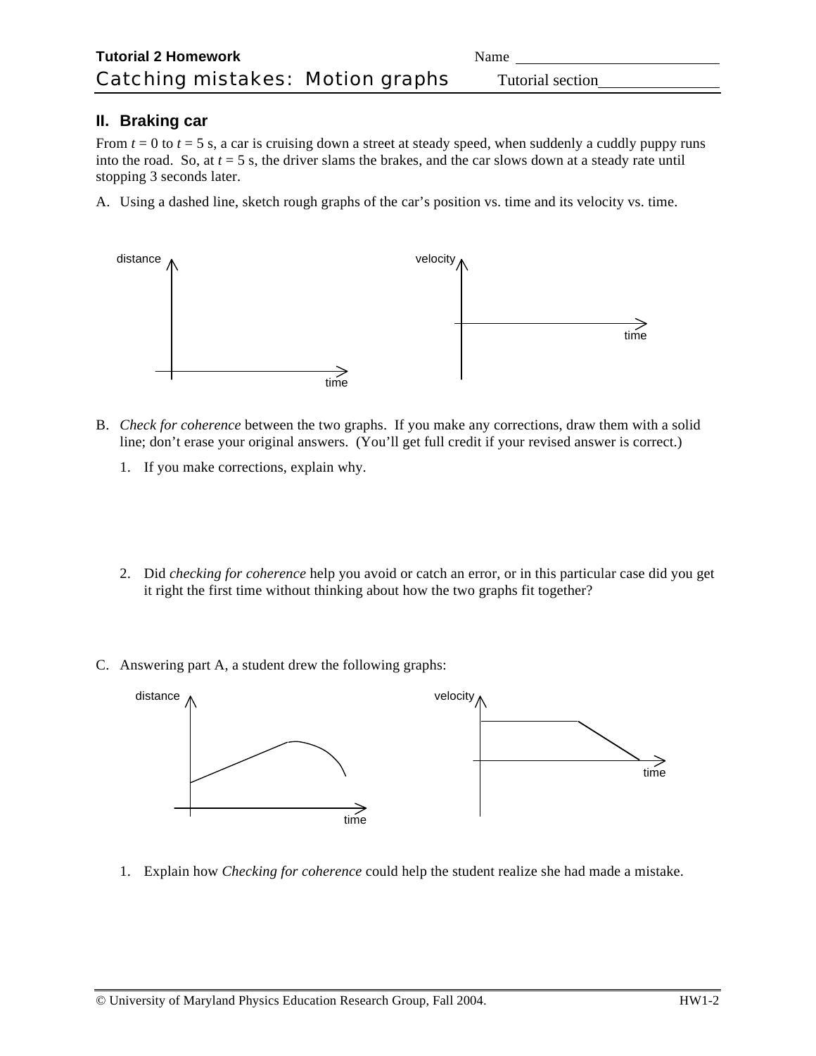**Tutorial 2 Homework**

Name

## Catching mistakes: Motion graphs

Tutorial section

### II. Braking car

From *t* = 0 to *t* = 5 s, a car is cruising down a street at steady speed, when suddenly a cuddly puppy runs into the road. So, at *t* = 5 s, the driver slams the brakes, and the car slows down at a steady rate until stopping 3 seconds later.

A. Using a dashed line, sketch rough graphs of the car's position vs. time and its velocity vs. time.

distance time velocity time

B. *Check for coherence* between the two graphs. If you make any corrections, draw them with a solid line; don't erase your original answers. (You'll get full credit if your revised answer is correct.)

1. If you make corrections, explain why.

2. Did *checking for coherence* help you avoid or catch an error, or in this particular case did you get it right the first time without thinking about how the two graphs fit together?

C. Answering part A, a student drew the following graphs:

distance time velocity time

1. Explain how *Checking for coherence* could help the student realize she had made a mistake.

© University of Maryland Physics Education Research Group, Fall 2004.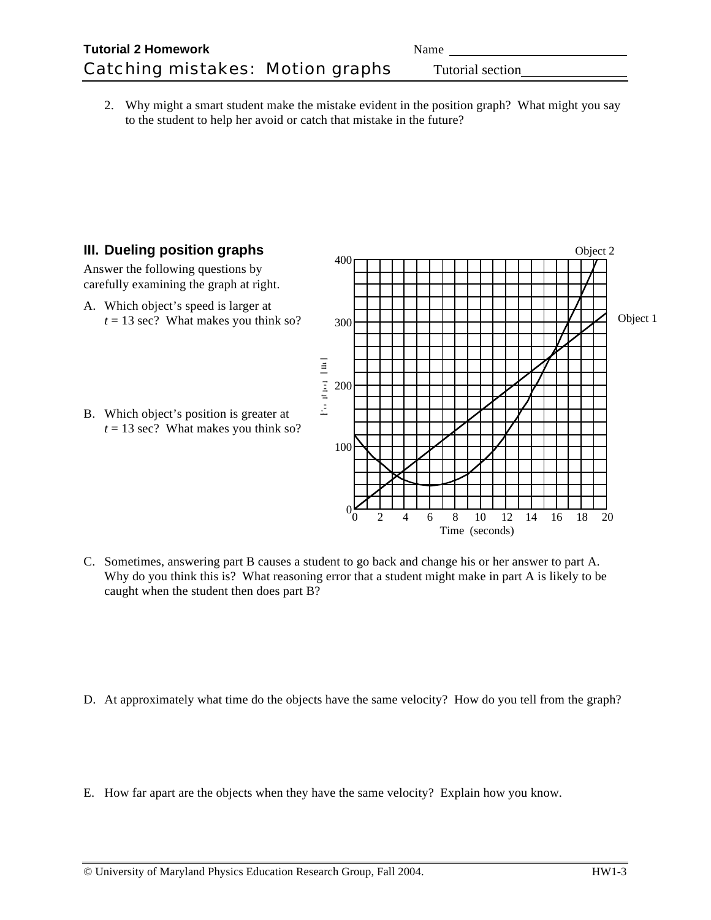2. Why might a smart student make the mistake evident in the position graph? What might you say to the student to help her avoid or catch that mistake in the future?

## III. Dueling position graphs

Answer the following questions by carefully examining the graph at right.

A. Which object's speed is larger at $t$ = 13 sec? What makes you think so?

B. Which object's position is greater at $t$ = 13 sec? What makes you think so?

C. Sometimes, answering part B causes a student to go back and change his or her answer to part A. Why do you think this is? What reasoning error that a student might make in part A is likely to be caught when the student then does part B?

D. At approximately what time do the objects have the same velocity? How do you tell from the graph?

E. How far apart are the objects when they have the same velocity? Explain how you know.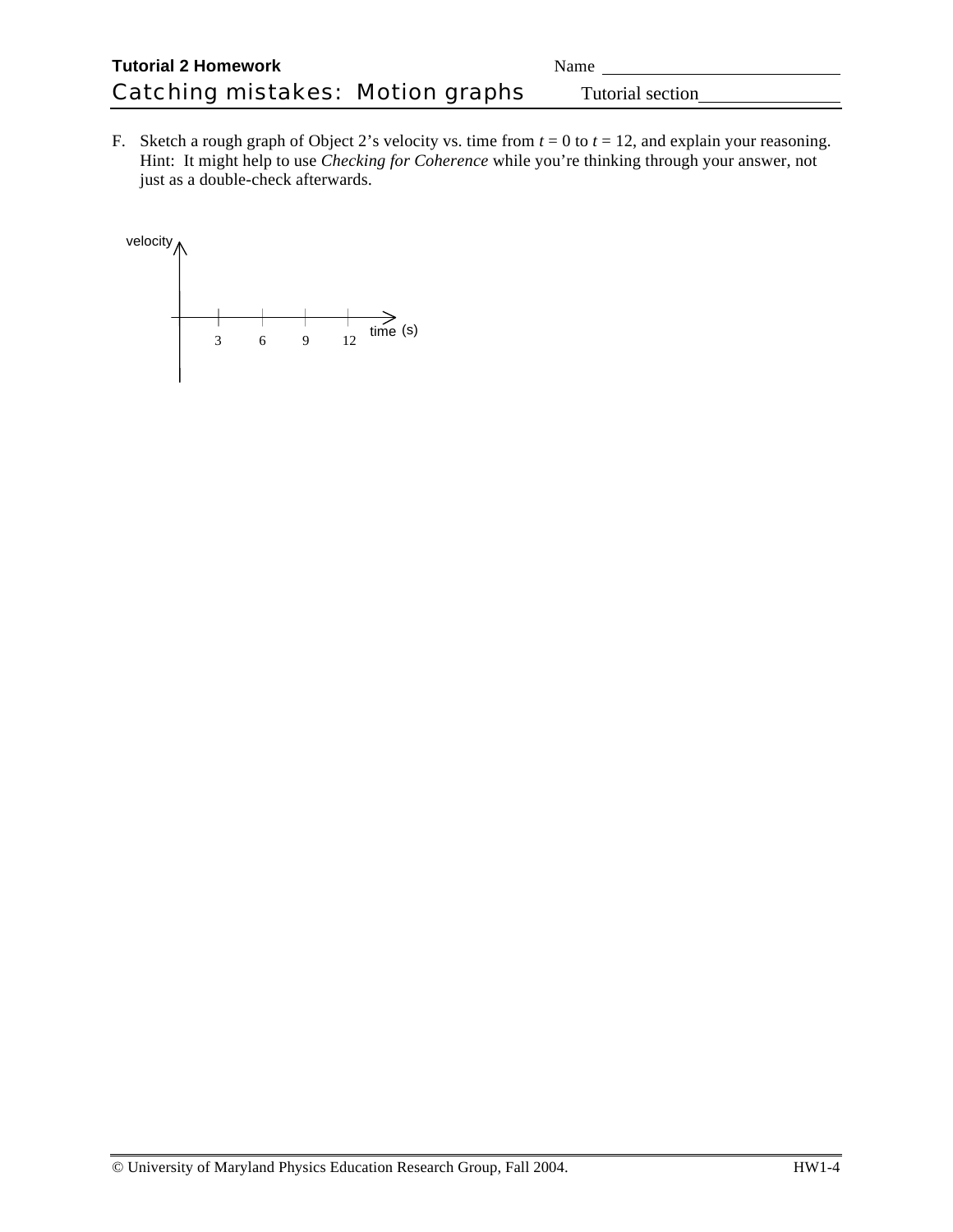F. Sketch a rough graph of Object 2's velocity vs. time from $t = 0$ to $t = 12$, and explain your reasoning. Hint: It might help to use *Checking for Coherence* while you're thinking through your answer, not just as a double-check afterwards.

velocity

3 6 9 12 time (s)